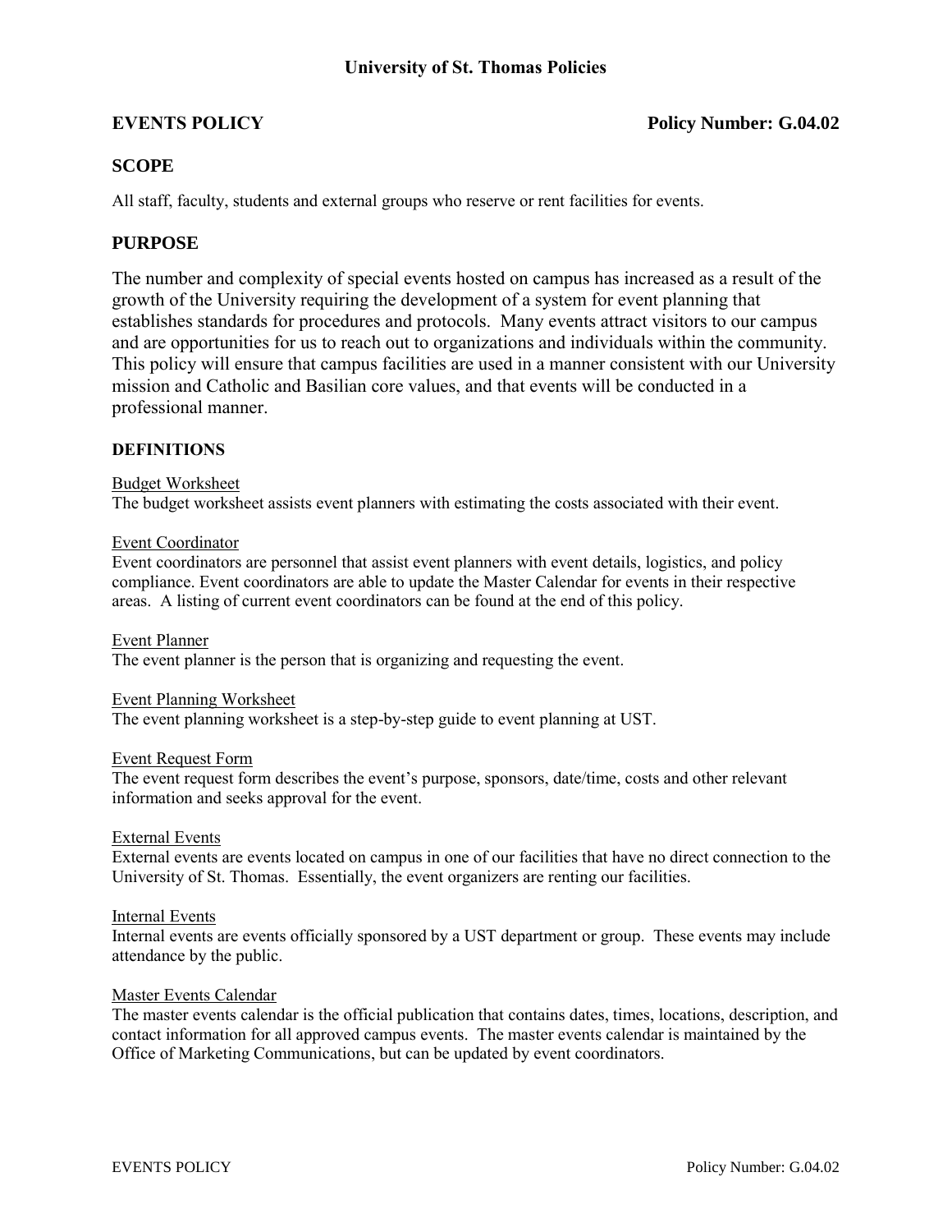# University of St. Thomas Policies

## EVENTS POLICY

**Policy Number: G.04.02**

## SCOPE

All staff, faculty, students and external groups who reserve or rent facilities for events.

## PURPOSE

The number and complexity of special events hosted on campus has increased as a result of the growth of the University requiring the development of a system for event planning that establishes standards for procedures and protocols. Many events attract visitors to our campus and are opportunities for us to reach out to organizations and individuals within the community. This policy will ensure that campus facilities are used in a manner consistent with our University mission and Catholic and Basilian core values, and that events will be conducted in a professional manner.

### DEFINITIONS

Budget Worksheet
The budget worksheet assists event planners with estimating the costs associated with their event.

Event Coordinator
Event coordinators are personnel that assist event planners with event details, logistics, and policy compliance. Event coordinators are able to update the Master Calendar for events in their respective areas. A listing of current event coordinators can be found at the end of this policy.

Event Planner
The event planner is the person that is organizing and requesting the event.

Event Planning Worksheet
The event planning worksheet is a step-by-step guide to event planning at UST.

Event Request Form
The event request form describes the event's purpose, sponsors, date/time, costs and other relevant information and seeks approval for the event.

External Events
External events are events located on campus in one of our facilities that have no direct connection to the University of St. Thomas. Essentially, the event organizers are renting our facilities.

Internal Events
Internal events are events officially sponsored by a UST department or group. These events may include attendance by the public.

Master Events Calendar
The master events calendar is the official publication that contains dates, times, locations, description, and contact information for all approved campus events. The master events calendar is maintained by the Office of Marketing Communications, but can be updated by event coordinators.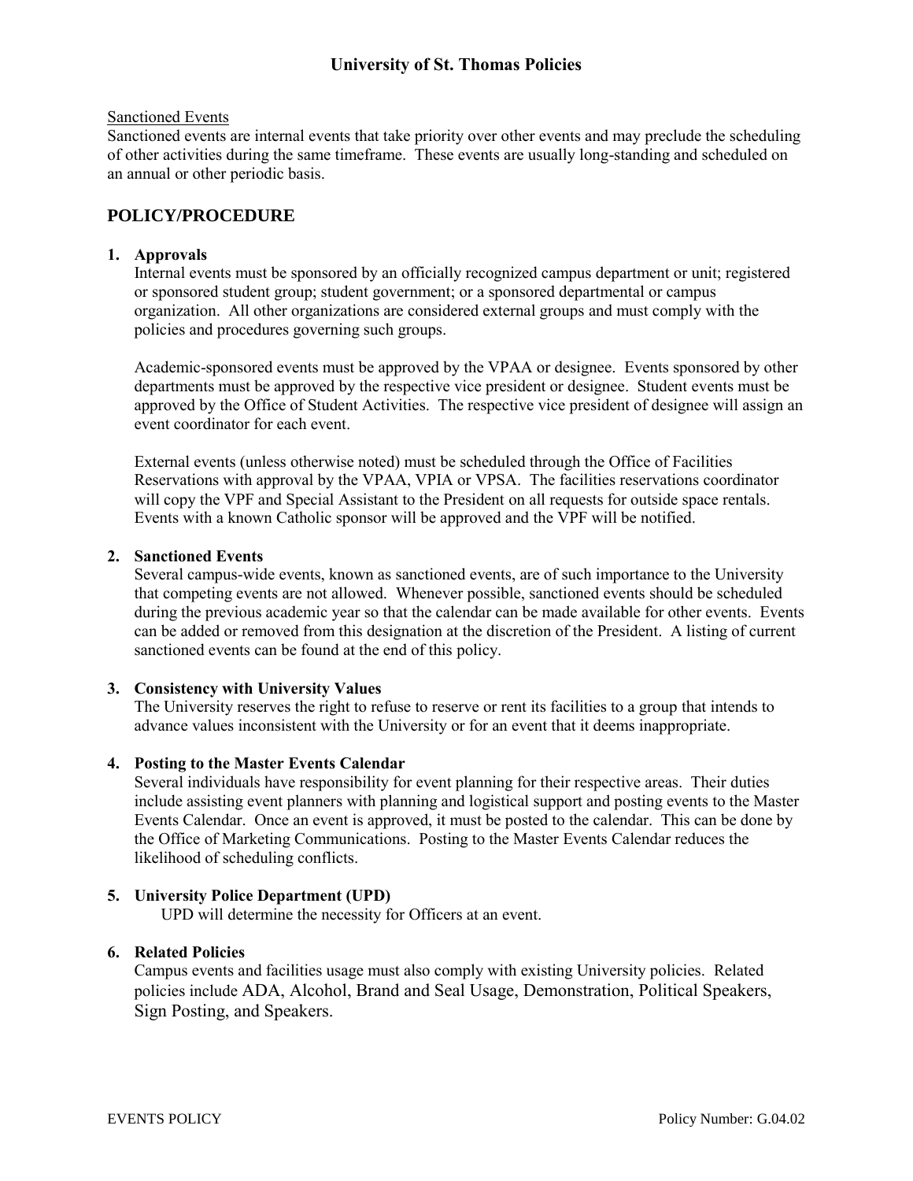Sanctioned Events

Sanctioned events are internal events that take priority over other events and may preclude the scheduling of other activities during the same timeframe. These events are usually long-standing and scheduled on an annual or other periodic basis.

## POLICY/PROCEDURE

1. **Approvals**

   Internal events must be sponsored by an officially recognized campus department or unit; registered or sponsored student group; student government; or a sponsored departmental or campus organization. All other organizations are considered external groups and must comply with the policies and procedures governing such groups.

   Academic-sponsored events must be approved by the VPAA or designee. Events sponsored by other departments must be approved by the respective vice president or designee. Student events must be approved by the Office of Student Activities. The respective vice president of designee will assign an event coordinator for each event.

   External events (unless otherwise noted) must be scheduled through the Office of Facilities Reservations with approval by the VPAA, VPIA or VPSA. The facilities reservations coordinator will copy the VPF and Special Assistant to the President on all requests for outside space rentals. Events with a known Catholic sponsor will be approved and the VPF will be notified.

2. **Sanctioned Events**

   Several campus-wide events, known as sanctioned events, are of such importance to the University that competing events are not allowed. Whenever possible, sanctioned events should be scheduled during the previous academic year so that the calendar can be made available for other events. Events can be added or removed from this designation at the discretion of the President. A listing of current sanctioned events can be found at the end of this policy.

3. **Consistency with University Values**

   The University reserves the right to refuse to reserve or rent its facilities to a group that intends to advance values inconsistent with the University or for an event that it deems inappropriate.

4. **Posting to the Master Events Calendar**

   Several individuals have responsibility for event planning for their respective areas. Their duties include assisting event planners with planning and logistical support and posting events to the Master Events Calendar. Once an event is approved, it must be posted to the calendar. This can be done by the Office of Marketing Communications. Posting to the Master Events Calendar reduces the likelihood of scheduling conflicts.

5. **University Police Department (UPD)**

   UPD will determine the necessity for Officers at an event.

6. **Related Policies**

   Campus events and facilities usage must also comply with existing University policies. Related policies include ADA, Alcohol, Brand and Seal Usage, Demonstration, Political Speakers, Sign Posting, and Speakers.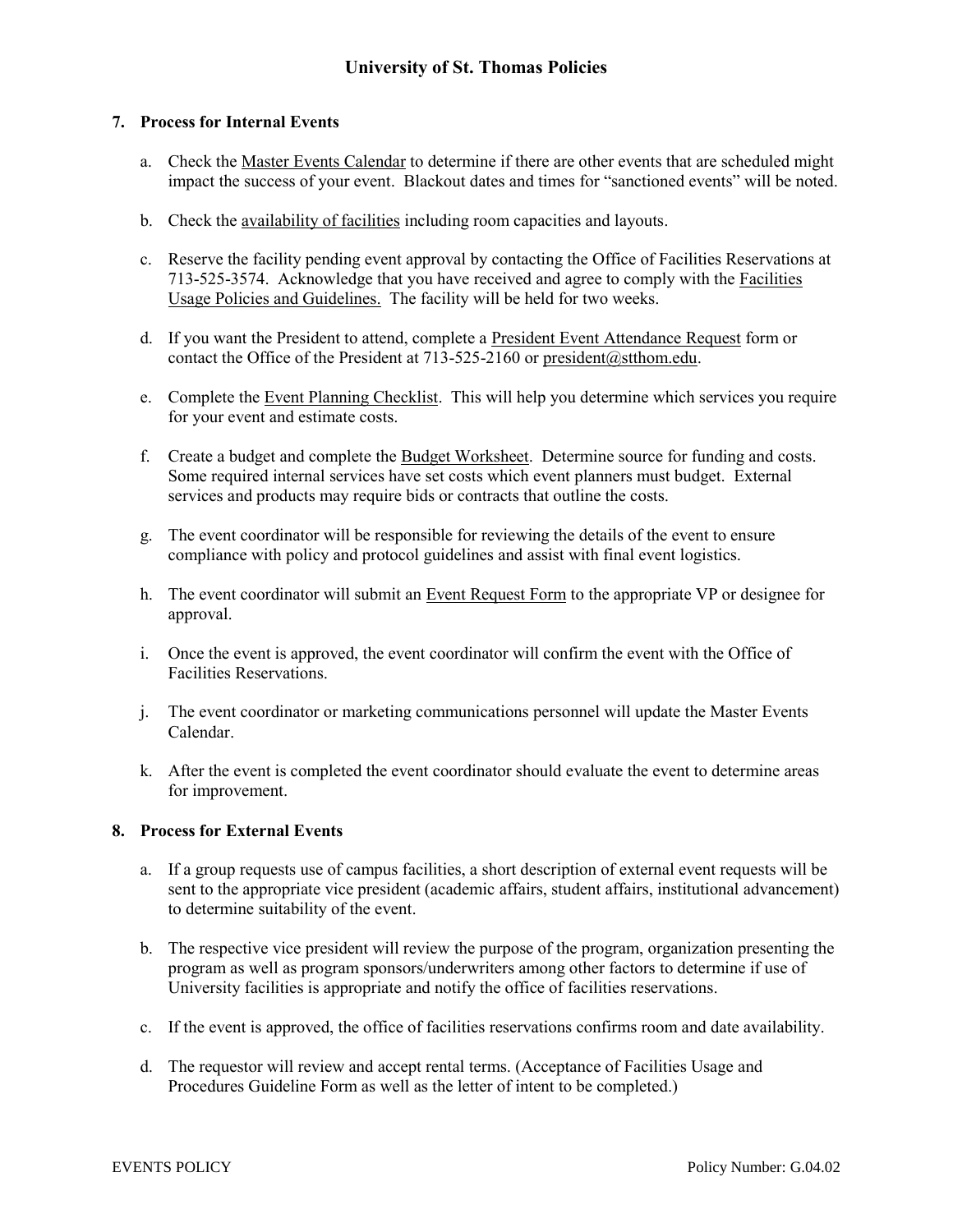## 7. Process for Internal Events

a. Check the Master Events Calendar to determine if there are other events that are scheduled might impact the success of your event. Blackout dates and times for "sanctioned events" will be noted.

b. Check the availability of facilities including room capacities and layouts.

c. Reserve the facility pending event approval by contacting the Office of Facilities Reservations at 713-525-3574. Acknowledge that you have received and agree to comply with the Facilities Usage Policies and Guidelines. The facility will be held for two weeks.

d. If you want the President to attend, complete a President Event Attendance Request form or contact the Office of the President at 713-525-2160 or president@stthom.edu.

e. Complete the Event Planning Checklist. This will help you determine which services you require for your event and estimate costs.

f. Create a budget and complete the Budget Worksheet. Determine source for funding and costs. Some required internal services have set costs which event planners must budget. External services and products may require bids or contracts that outline the costs.

g. The event coordinator will be responsible for reviewing the details of the event to ensure compliance with policy and protocol guidelines and assist with final event logistics.

h. The event coordinator will submit an Event Request Form to the appropriate VP or designee for approval.

i. Once the event is approved, the event coordinator will confirm the event with the Office of Facilities Reservations.

j. The event coordinator or marketing communications personnel will update the Master Events Calendar.

k. After the event is completed the event coordinator should evaluate the event to determine areas for improvement.

## 8. Process for External Events

a. If a group requests use of campus facilities, a short description of external event requests will be sent to the appropriate vice president (academic affairs, student affairs, institutional advancement) to determine suitability of the event.

b. The respective vice president will review the purpose of the program, organization presenting the program as well as program sponsors/underwriters among other factors to determine if use of University facilities is appropriate and notify the office of facilities reservations.

c. If the event is approved, the office of facilities reservations confirms room and date availability.

d. The requestor will review and accept rental terms. (Acceptance of Facilities Usage and Procedures Guideline Form as well as the letter of intent to be completed.)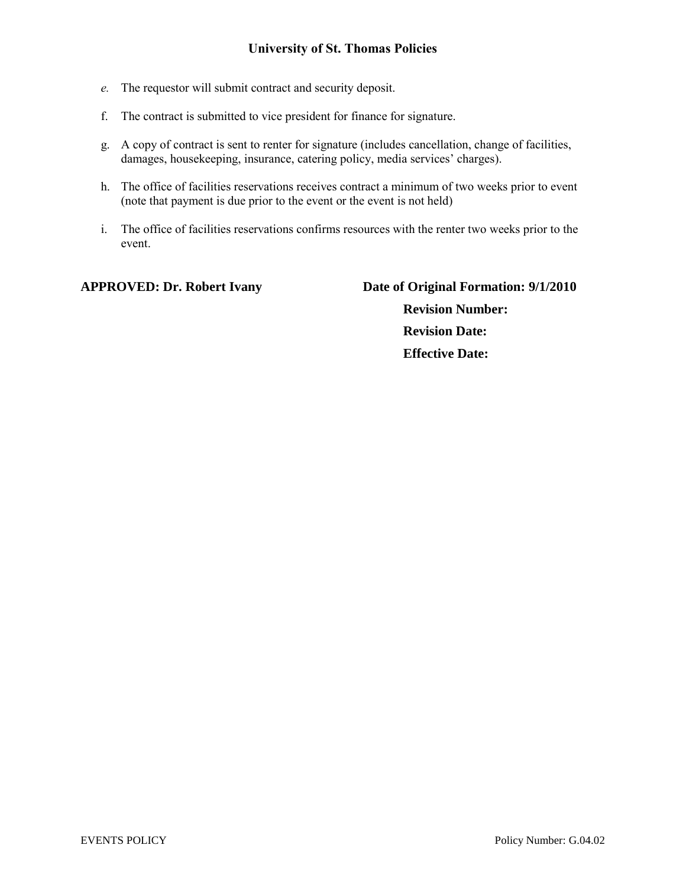*e.* The requestor will submit contract and security deposit.

f. The contract is submitted to vice president for finance for signature.

g. A copy of contract is sent to renter for signature (includes cancellation, change of facilities, damages, housekeeping, insurance, catering policy, media services' charges).

h. The office of facilities reservations receives contract a minimum of two weeks prior to event (note that payment is due prior to the event or the event is not held)

i. The office of facilities reservations confirms resources with the renter two weeks prior to the event.

**APPROVED: Dr. Robert Ivany**

**Date of Original Formation: 9/1/2010**

**Revision Number:**

**Revision Date:**

**Effective Date:**